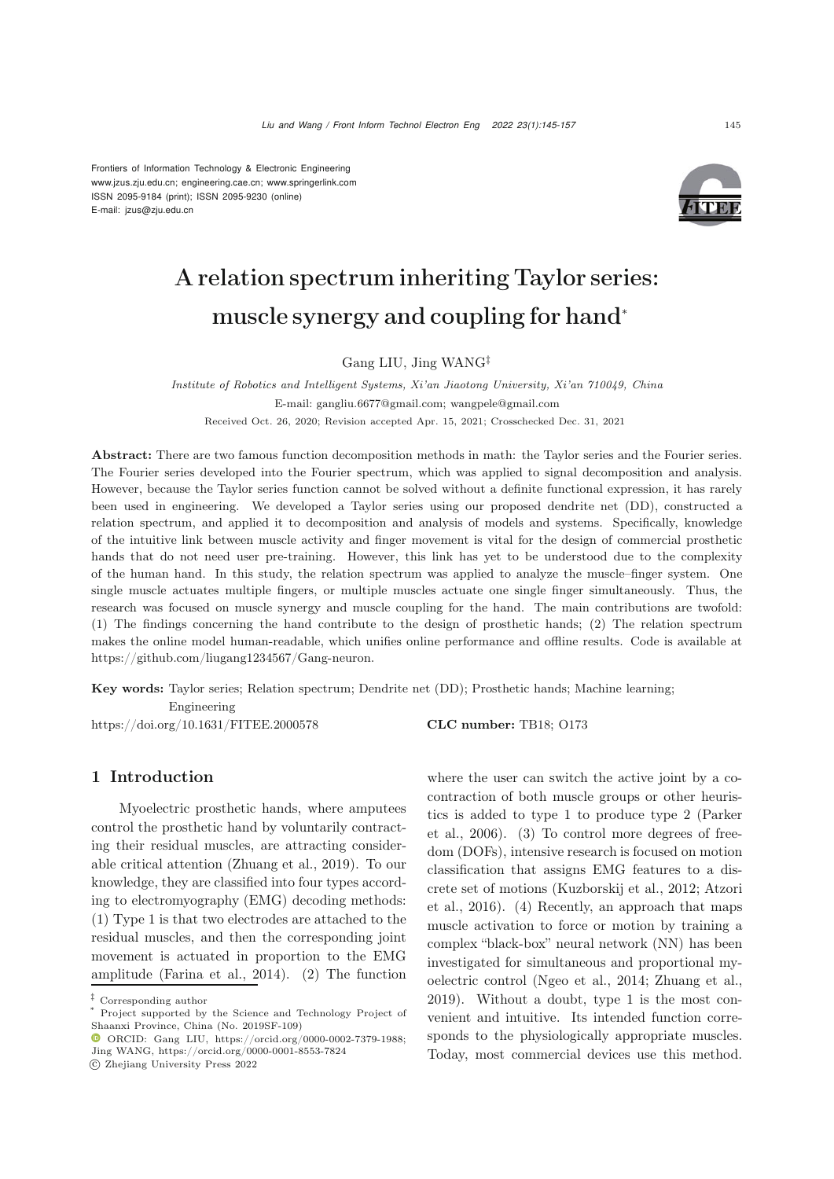Frontiers of Information Technology & Electronic Engineering
www.jzus.zju.edu.cn; engineering.cae.cn; www.springerlink.com
ISSN 2095-9184 (print); ISSN 2095-9230 (online)
E-mail: jzus@zju.edu.cn

# A relation spectrum inheriting Taylor series: muscle synergy and coupling for hand*

Gang LIU, Jing WANG‡

*Institute of Robotics and Intelligent Systems, Xi'an Jiaotong University, Xi'an 710049, China*

E-mail: gangliu.6677@gmail.com; wangpele@gmail.com

Received Oct. 26, 2020; Revision accepted Apr. 15, 2021; Crosschecked Dec. 31, 2021

**Abstract:** There are two famous function decomposition methods in math: the Taylor series and the Fourier series. The Fourier series developed into the Fourier spectrum, which was applied to signal decomposition and analysis. However, because the Taylor series function cannot be solved without a definite functional expression, it has rarely been used in engineering. We developed a Taylor series using our proposed dendrite net (DD), constructed a relation spectrum, and applied it to decomposition and analysis of models and systems. Specifically, knowledge of the intuitive link between muscle activity and finger movement is vital for the design of commercial prosthetic hands that do not need user pre-training. However, this link has yet to be understood due to the complexity of the human hand. In this study, the relation spectrum was applied to analyze the muscle–finger system. One single muscle actuates multiple fingers, or multiple muscles actuate one single finger simultaneously. Thus, the research was focused on muscle synergy and muscle coupling for the hand. The main contributions are twofold: (1) The findings concerning the hand contribute to the design of prosthetic hands; (2) The relation spectrum makes the online model human-readable, which unifies online performance and offline results. Code is available at https://github.com/liugang1234567/Gang-neuron.

**Key words:** Taylor series; Relation spectrum; Dendrite net (DD); Prosthetic hands; Machine learning; Engineering

https://doi.org/10.1631/FITEE.2000578 **CLC number:** TB18; O173

## 1 Introduction

Myoelectric prosthetic hands, where amputees control the prosthetic hand by voluntarily contracting their residual muscles, are attracting considerable critical attention (Zhuang et al., 2019). To our knowledge, they are classified into four types according to electromyography (EMG) decoding methods: (1) Type 1 is that two electrodes are attached to the residual muscles, and then the corresponding joint movement is actuated in proportion to the EMG amplitude (Farina et al., 2014). (2) The function where the user can switch the active joint by a co-contraction of both muscle groups or other heuristics is added to type 1 to produce type 2 (Parker et al., 2006). (3) To control more degrees of freedom (DOFs), intensive research is focused on motion classification that assigns EMG features to a discrete set of motions (Kuzborskij et al., 2012; Atzori et al., 2016). (4) Recently, an approach that maps muscle activation to force or motion by training a complex "black-box" neural network (NN) has been investigated for simultaneous and proportional myoelectric control (Ngeo et al., 2014; Zhuang et al., 2019). Without a doubt, type 1 is the most convenient and intuitive. Its intended function corresponds to the physiologically appropriate muscles. Today, most commercial devices use this method.

‡ Corresponding author

* Project supported by the Science and Technology Project of Shaanxi Province, China (No. 2019SF-109)

ORCID: Gang LIU, https://orcid.org/0000-0002-7379-1988; Jing WANG, https://orcid.org/0000-0001-8553-7824

© Zhejiang University Press 2022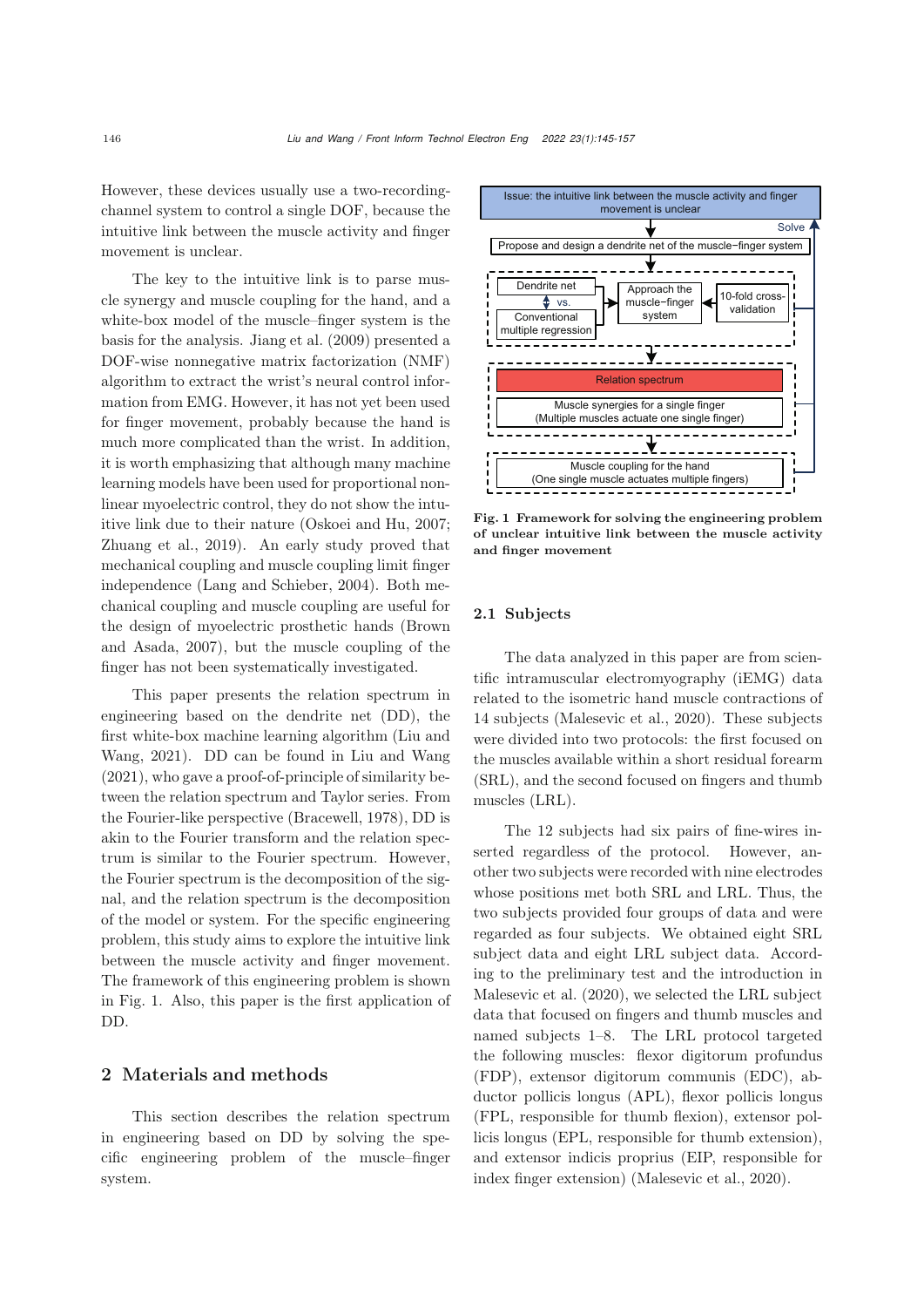However, these devices usually use a two-recording-channel system to control a single DOF, because the intuitive link between the muscle activity and finger movement is unclear.

The key to the intuitive link is to parse muscle synergy and muscle coupling for the hand, and a white-box model of the muscle–finger system is the basis for the analysis. Jiang et al. (2009) presented a DOF-wise nonnegative matrix factorization (NMF) algorithm to extract the wrist's neural control information from EMG. However, it has not yet been used for finger movement, probably because the hand is much more complicated than the wrist. In addition, it is worth emphasizing that although many machine learning models have been used for proportional nonlinear myoelectric control, they do not show the intuitive link due to their nature (Oskoei and Hu, 2007; Zhuang et al., 2019). An early study proved that mechanical coupling and muscle coupling limit finger independence (Lang and Schieber, 2004). Both mechanical coupling and muscle coupling are useful for the design of myoelectric prosthetic hands (Brown and Asada, 2007), but the muscle coupling of the finger has not been systematically investigated.

This paper presents the relation spectrum in engineering based on the dendrite net (DD), the first white-box machine learning algorithm (Liu and Wang, 2021). DD can be found in Liu and Wang (2021), who gave a proof-of-principle of similarity between the relation spectrum and Taylor series. From the Fourier-like perspective (Bracewell, 1978), DD is akin to the Fourier transform and the relation spectrum is similar to the Fourier spectrum. However, the Fourier spectrum is the decomposition of the signal, and the relation spectrum is the decomposition of the model or system. For the specific engineering problem, this study aims to explore the intuitive link between the muscle activity and finger movement. The framework of this engineering problem is shown in Fig. 1. Also, this paper is the first application of DD.

## 2 Materials and methods

This section describes the relation spectrum in engineering based on DD by solving the specific engineering problem of the muscle–finger system.

**Fig. 1 Framework for solving the engineering problem of unclear intuitive link between the muscle activity and finger movement**

### 2.1 Subjects

The data analyzed in this paper are from scientific intramuscular electromyography (iEMG) data related to the isometric hand muscle contractions of 14 subjects (Malesevic et al., 2020). These subjects were divided into two protocols: the first focused on the muscles available within a short residual forearm (SRL), and the second focused on fingers and thumb muscles (LRL).

The 12 subjects had six pairs of fine-wires inserted regardless of the protocol. However, another two subjects were recorded with nine electrodes whose positions met both SRL and LRL. Thus, the two subjects provided four groups of data and were regarded as four subjects. We obtained eight SRL subject data and eight LRL subject data. According to the preliminary test and the introduction in Malesevic et al. (2020), we selected the LRL subject data that focused on fingers and thumb muscles and named subjects 1–8. The LRL protocol targeted the following muscles: flexor digitorum profundus (FDP), extensor digitorum communis (EDC), abductor pollicis longus (APL), flexor pollicis longus (FPL, responsible for thumb flexion), extensor pollicis longus (EPL, responsible for thumb extension), and extensor indicis proprius (EIP, responsible for index finger extension) (Malesevic et al., 2020).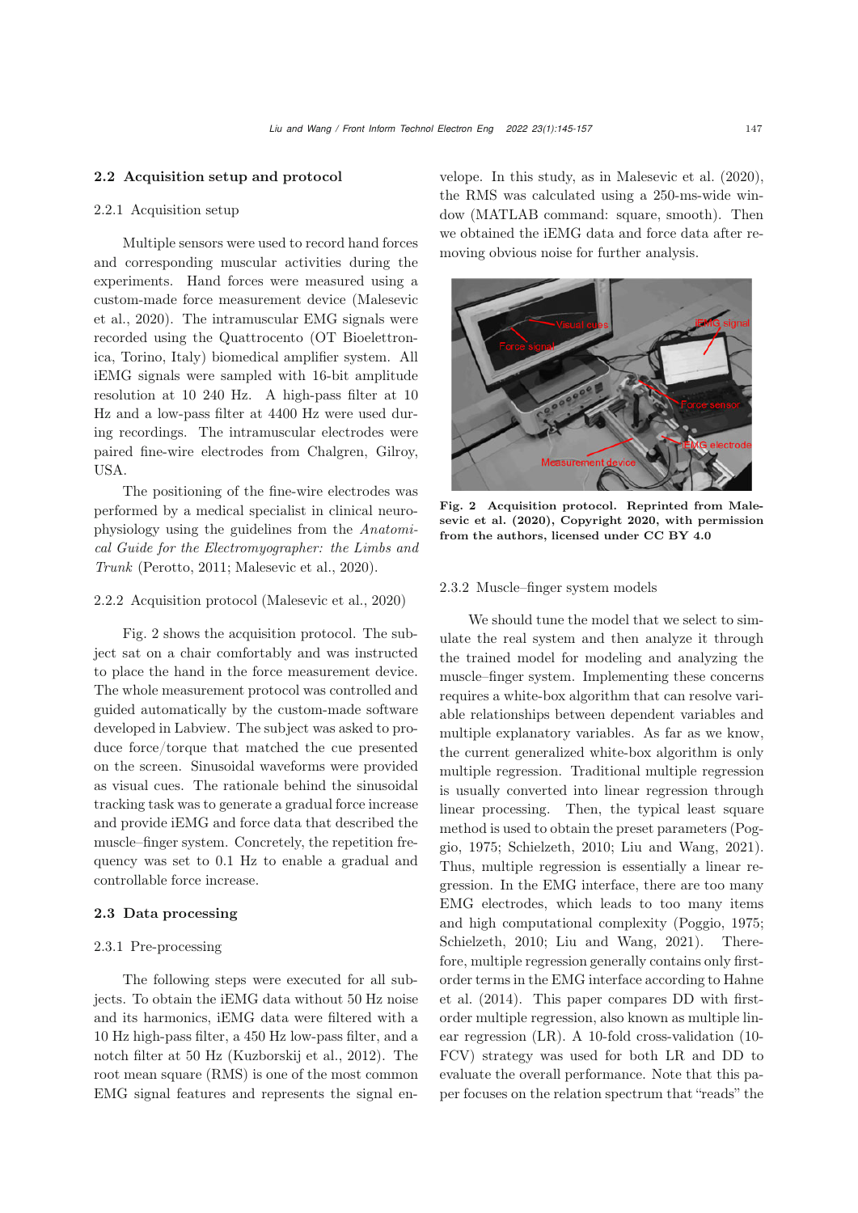### 2.2 Acquisition setup and protocol

#### 2.2.1 Acquisition setup

Multiple sensors were used to record hand forces and corresponding muscular activities during the experiments. Hand forces were measured using a custom-made force measurement device (Malesevic et al., 2020). The intramuscular EMG signals were recorded using the Quattrocento (OT Bioelettronica, Torino, Italy) biomedical amplifier system. All iEMG signals were sampled with 16-bit amplitude resolution at 10 240 Hz. A high-pass filter at 10 Hz and a low-pass filter at 4400 Hz were used during recordings. The intramuscular electrodes were paired fine-wire electrodes from Chalgren, Gilroy, USA.

The positioning of the fine-wire electrodes was performed by a medical specialist in clinical neurophysiology using the guidelines from the *Anatomical Guide for the Electromyographer: the Limbs and Trunk* (Perotto, 2011; Malesevic et al., 2020).

#### 2.2.2 Acquisition protocol (Malesevic et al., 2020)

Fig. 2 shows the acquisition protocol. The subject sat on a chair comfortably and was instructed to place the hand in the force measurement device. The whole measurement protocol was controlled and guided automatically by the custom-made software developed in Labview. The subject was asked to produce force/torque that matched the cue presented on the screen. Sinusoidal waveforms were provided as visual cues. The rationale behind the sinusoidal tracking task was to generate a gradual force increase and provide iEMG and force data that described the muscle–finger system. Concretely, the repetition frequency was set to 0.1 Hz to enable a gradual and controllable force increase.

### 2.3 Data processing

#### 2.3.1 Pre-processing

The following steps were executed for all subjects. To obtain the iEMG data without 50 Hz noise and its harmonics, iEMG data were filtered with a 10 Hz high-pass filter, a 450 Hz low-pass filter, and a notch filter at 50 Hz (Kuzborskij et al., 2012). The root mean square (RMS) is one of the most common EMG signal features and represents the signal envelope. In this study, as in Malesevic et al. (2020), the RMS was calculated using a 250-ms-wide window (MATLAB command: square, smooth). Then we obtained the iEMG data and force data after removing obvious noise for further analysis.

**Fig. 2 Acquisition protocol. Reprinted from Malesevic et al. (2020), Copyright 2020, with permission from the authors, licensed under CC BY 4.0**

#### 2.3.2 Muscle–finger system models

We should tune the model that we select to simulate the real system and then analyze it through the trained model for modeling and analyzing the muscle–finger system. Implementing these concerns requires a white-box algorithm that can resolve variable relationships between dependent variables and multiple explanatory variables. As far as we know, the current generalized white-box algorithm is only multiple regression. Traditional multiple regression is usually converted into linear regression through linear processing. Then, the typical least square method is used to obtain the preset parameters (Poggio, 1975; Schielzeth, 2010; Liu and Wang, 2021). Thus, multiple regression is essentially a linear regression. In the EMG interface, there are too many EMG electrodes, which leads to too many items and high computational complexity (Poggio, 1975; Schielzeth, 2010; Liu and Wang, 2021). Therefore, multiple regression generally contains only first-order terms in the EMG interface according to Hahne et al. (2014). This paper compares DD with first-order multiple regression, also known as multiple linear regression (LR). A 10-fold cross-validation (10-FCV) strategy was used for both LR and DD to evaluate the overall performance. Note that this paper focuses on the relation spectrum that "reads" the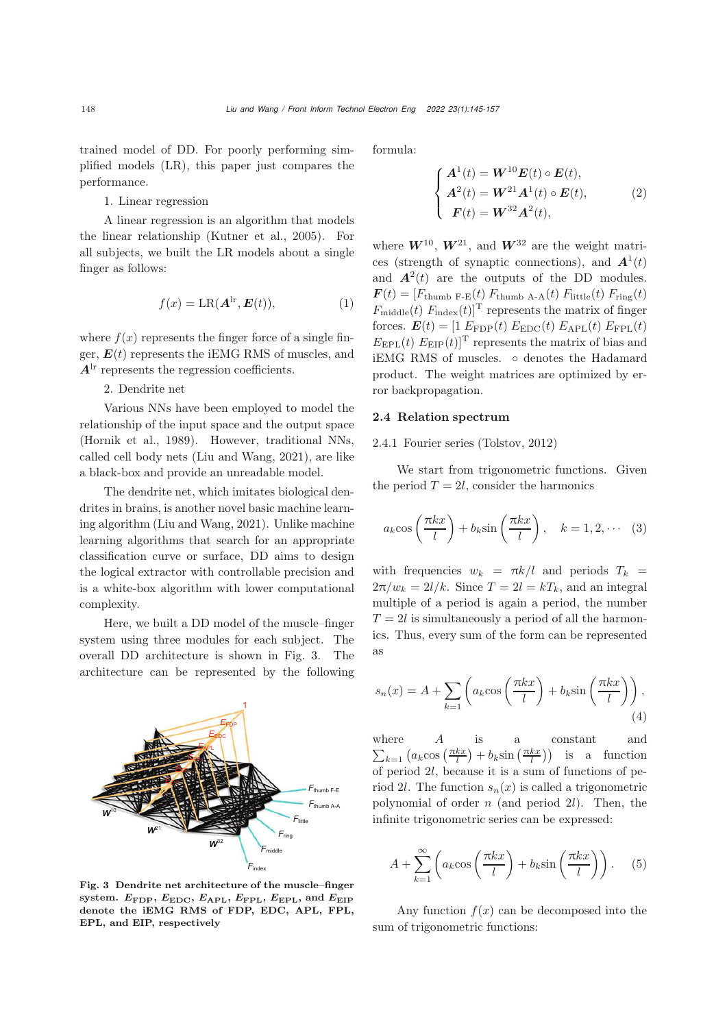trained model of DD. For poorly performing simplified models (LR), this paper just compares the performance.

1. Linear regression

A linear regression is an algorithm that models the linear relationship (Kutner et al., 2005). For all subjects, we built the LR models about a single finger as follows:

$$f(x) = \mathrm{LR}(\boldsymbol{A}^{\mathrm{lr}}, \boldsymbol{E}(t)), \tag{1}$$

where $f(x)$ represents the finger force of a single finger, $\boldsymbol{E}(t)$ represents the iEMG RMS of muscles, and $\boldsymbol{A}^{\mathrm{lr}}$ represents the regression coefficients.

2. Dendrite net

Various NNs have been employed to model the relationship of the input space and the output space (Hornik et al., 1989). However, traditional NNs, called cell body nets (Liu and Wang, 2021), are like a black-box and provide an unreadable model.

The dendrite net, which imitates biological dendrites in brains, is another novel basic machine learning algorithm (Liu and Wang, 2021). Unlike machine learning algorithms that search for an appropriate classification curve or surface, DD aims to design the logical extractor with controllable precision and is a white-box algorithm with lower computational complexity.

Here, we built a DD model of the muscle–finger system using three modules for each subject. The overall DD architecture is shown in Fig. 3. The architecture can be represented by the following formula:

$$\begin{cases} \boldsymbol{A}^1(t) = \boldsymbol{W}^{10}\boldsymbol{E}(t) \circ \boldsymbol{E}(t), \\ \boldsymbol{A}^2(t) = \boldsymbol{W}^{21}\boldsymbol{A}^1(t) \circ \boldsymbol{E}(t), \\ \boldsymbol{F}(t) = \boldsymbol{W}^{32}\boldsymbol{A}^2(t), \end{cases} \tag{2}$$

where $\boldsymbol{W}^{10}$, $\boldsymbol{W}^{21}$, and $\boldsymbol{W}^{32}$ are the weight matrices (strength of synaptic connections), and $\boldsymbol{A}^1(t)$ and $\boldsymbol{A}^2(t)$ are the outputs of the DD modules. $\boldsymbol{F}(t) = [F_{\text{thumb F-E}}(t)\ F_{\text{thumb A-A}}(t)\ F_{\text{little}}(t)\ F_{\text{ring}}(t)\ F_{\text{middle}}(t)\ F_{\text{index}}(t)]^{\mathrm{T}}$ represents the matrix of finger forces. $\boldsymbol{E}(t) = [1\ E_{\mathrm{FDP}}(t)\ E_{\mathrm{EDC}}(t)\ E_{\mathrm{APL}}(t)\ E_{\mathrm{FPL}}(t)\ E_{\mathrm{EPL}}(t)\ E_{\mathrm{EIP}}(t)]^{\mathrm{T}}$ represents the matrix of bias and iEMG RMS of muscles. $\circ$ denotes the Hadamard product. The weight matrices are optimized by error backpropagation.

**Fig. 3 Dendrite net architecture of the muscle–finger system. $E_{\mathrm{FDP}}$, $E_{\mathrm{EDC}}$, $E_{\mathrm{APL}}$, $E_{\mathrm{FPL}}$, $E_{\mathrm{EPL}}$, and $E_{\mathrm{EIP}}$ denote the iEMG RMS of FDP, EDC, APL, FPL, EPL, and EIP, respectively**

### 2.4 Relation spectrum

2.4.1 Fourier series (Tolstov, 2012)

We start from trigonometric functions. Given the period $T = 2l$, consider the harmonics

$$a_k\cos\left(\frac{\pi kx}{l}\right) + b_k\sin\left(\frac{\pi kx}{l}\right), \quad k = 1, 2, \cdots \tag{3}$$

with frequencies $w_k = \pi k/l$ and periods $T_k = 2\pi/w_k = 2l/k$. Since $T = 2l = kT_k$, and an integral multiple of a period is again a period, the number $T = 2l$ is simultaneously a period of all the harmonics. Thus, every sum of the form can be represented as

$$s_n(x) = A + \sum_{k=1}\left(a_k\cos\left(\frac{\pi kx}{l}\right) + b_k\sin\left(\frac{\pi kx}{l}\right)\right), \tag{4}$$

where $A$ is a constant and $\sum_{k=1}\left(a_k\cos\left(\frac{\pi kx}{l}\right) + b_k\sin\left(\frac{\pi kx}{l}\right)\right)$ is a function of period $2l$, because it is a sum of functions of period $2l$. The function $s_n(x)$ is called a trigonometric polynomial of order $n$ (and period $2l$). Then, the infinite trigonometric series can be expressed:

$$A + \sum_{k=1}^{\infty}\left(a_k\cos\left(\frac{\pi kx}{l}\right) + b_k\sin\left(\frac{\pi kx}{l}\right)\right). \tag{5}$$

Any function $f(x)$ can be decomposed into the sum of trigonometric functions: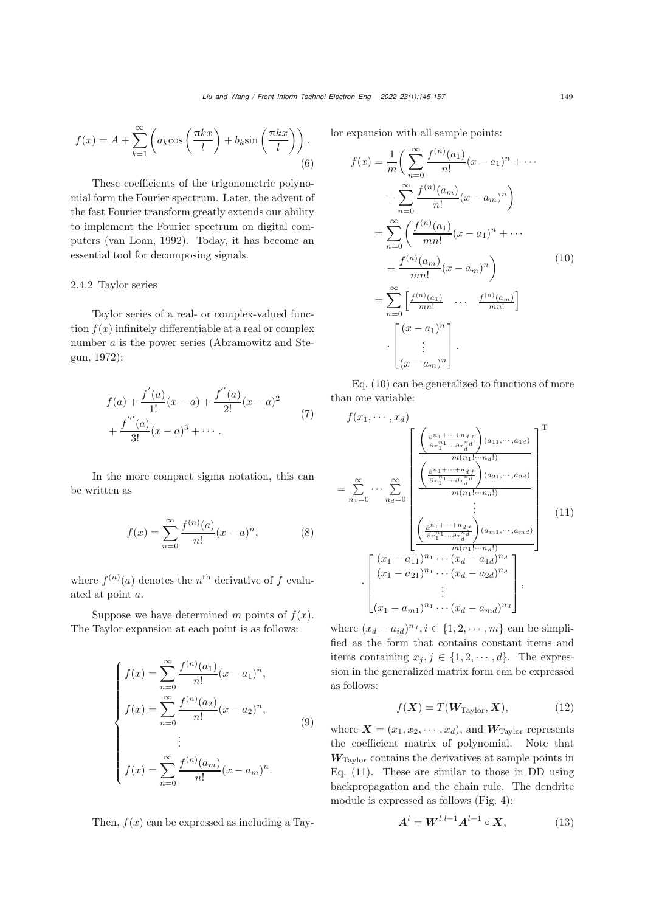$$f(x)=A+\sum_{k=1}^{\infty}\left(a_k\cos\left(\frac{\pi kx}{l}\right)+b_k\sin\left(\frac{\pi kx}{l}\right)\right). \tag{6}$$

These coefficients of the trigonometric polynomial form the Fourier spectrum. Later, the advent of the fast Fourier transform greatly extends our ability to implement the Fourier spectrum on digital computers (van Loan, 1992). Today, it has become an essential tool for decomposing signals.

### 2.4.2 Taylor series

Taylor series of a real- or complex-valued function $f(x)$ infinitely differentiable at a real or complex number $a$ is the power series (Abramowitz and Stegun, 1972):

$$\begin{aligned}&f(a)+\frac{f^{'}(a)}{1!}(x-a)+\frac{f^{''}(a)}{2!}(x-a)^2\\&+\frac{f^{'''}(a)}{3!}(x-a)^3+\cdots.\end{aligned} \tag{7}$$

In the more compact sigma notation, this can be written as

$$f(x)=\sum_{n=0}^{\infty}\frac{f^{(n)}(a)}{n!}(x-a)^n, \tag{8}$$

where $f^{(n)}(a)$ denotes the $n^{\text{th}}$ derivative of $f$ evaluated at point $a$.

Suppose we have determined $m$ points of $f(x)$. The Taylor expansion at each point is as follows:

$$\begin{cases}f(x)=\displaystyle\sum_{n=0}^{\infty}\frac{f^{(n)}(a_1)}{n!}(x-a_1)^n,\\ f(x)=\displaystyle\sum_{n=0}^{\infty}\frac{f^{(n)}(a_2)}{n!}(x-a_2)^n,\\ \qquad\vdots\\ f(x)=\displaystyle\sum_{n=0}^{\infty}\frac{f^{(n)}(a_m)}{n!}(x-a_m)^n.\end{cases} \tag{9}$$

Then, $f(x)$ can be expressed as including a Taylor expansion with all sample points:

$$\begin{aligned}f(x)&=\frac{1}{m}\bigg(\sum_{n=0}^{\infty}\frac{f^{(n)}(a_1)}{n!}(x-a_1)^n+\cdots\\&\quad+\sum_{n=0}^{\infty}\frac{f^{(n)}(a_m)}{n!}(x-a_m)^n\bigg)\\&=\sum_{n=0}^{\infty}\bigg(\frac{f^{(n)}(a_1)}{mn!}(x-a_1)^n+\cdots\\&\quad+\frac{f^{(n)}(a_m)}{mn!}(x-a_m)^n\bigg)\\&=\sum_{n=0}^{\infty}\begin{bmatrix}\frac{f^{(n)}(a_1)}{mn!} & \cdots & \frac{f^{(n)}(a_m)}{mn!}\end{bmatrix}\\&\quad\cdot\begin{bmatrix}(x-a_1)^n\\ \vdots\\ (x-a_m)^n\end{bmatrix}.\end{aligned} \tag{10}$$

Eq. (10) can be generalized to functions of more than one variable:

$$\begin{aligned}&f(x_1,\cdots,x_d)\\&=\sum_{n_1=0}^{\infty}\cdots\sum_{n_d=0}^{\infty}\begin{bmatrix}\frac{\left(\frac{\partial^{n_1+\cdots+n_d}f}{\partial x_1^{n_1}\cdots\partial x_d^{n_d}}\right)(a_{11},\cdots,a_{1d})}{m(n_1!\cdots n_d!)}\\ \frac{\left(\frac{\partial^{n_1+\cdots+n_d}f}{\partial x_1^{n_1}\cdots\partial x_d^{n_d}}\right)(a_{21},\cdots,a_{2d})}{m(n_1!\cdots n_d!)}\\ \vdots\\ \frac{\left(\frac{\partial^{n_1+\cdots+n_d}f}{\partial x_1^{n_1}\cdots\partial x_d^{n_d}}\right)(a_{m1},\cdots,a_{md})}{m(n_1!\cdots n_d!)}\end{bmatrix}^{\mathrm{T}}\\&\quad\cdot\begin{bmatrix}(x_1-a_{11})^{n_1}\cdots(x_d-a_{1d})^{n_d}\\ (x_1-a_{21})^{n_1}\cdots(x_d-a_{2d})^{n_d}\\ \vdots\\ (x_1-a_{m1})^{n_1}\cdots(x_d-a_{md})^{n_d}\end{bmatrix},\end{aligned} \tag{11}$$

where $(x_d-a_{id})^{n_d}, i\in\{1,2,\cdots,m\}$ can be simplified as the form that contains constant items and items containing $x_j, j\in\{1,2,\cdots,d\}$. The expression in the generalized matrix form can be expressed as follows:

$$f(\boldsymbol{X})=T(\boldsymbol{W}_{\text{Taylor}},\boldsymbol{X}), \tag{12}$$

where $\boldsymbol{X}=(x_1,x_2,\cdots,x_d)$, and $\boldsymbol{W}_{\text{Taylor}}$ represents the coefficient matrix of polynomial. Note that $\boldsymbol{W}_{\text{Taylor}}$ contains the derivatives at sample points in Eq. (11). These are similar to those in DD using backpropagation and the chain rule. The dendrite module is expressed as follows (Fig. 4):

$$\boldsymbol{A}^l=\boldsymbol{W}^{l,l-1}\boldsymbol{A}^{l-1}\circ\boldsymbol{X}, \tag{13}$$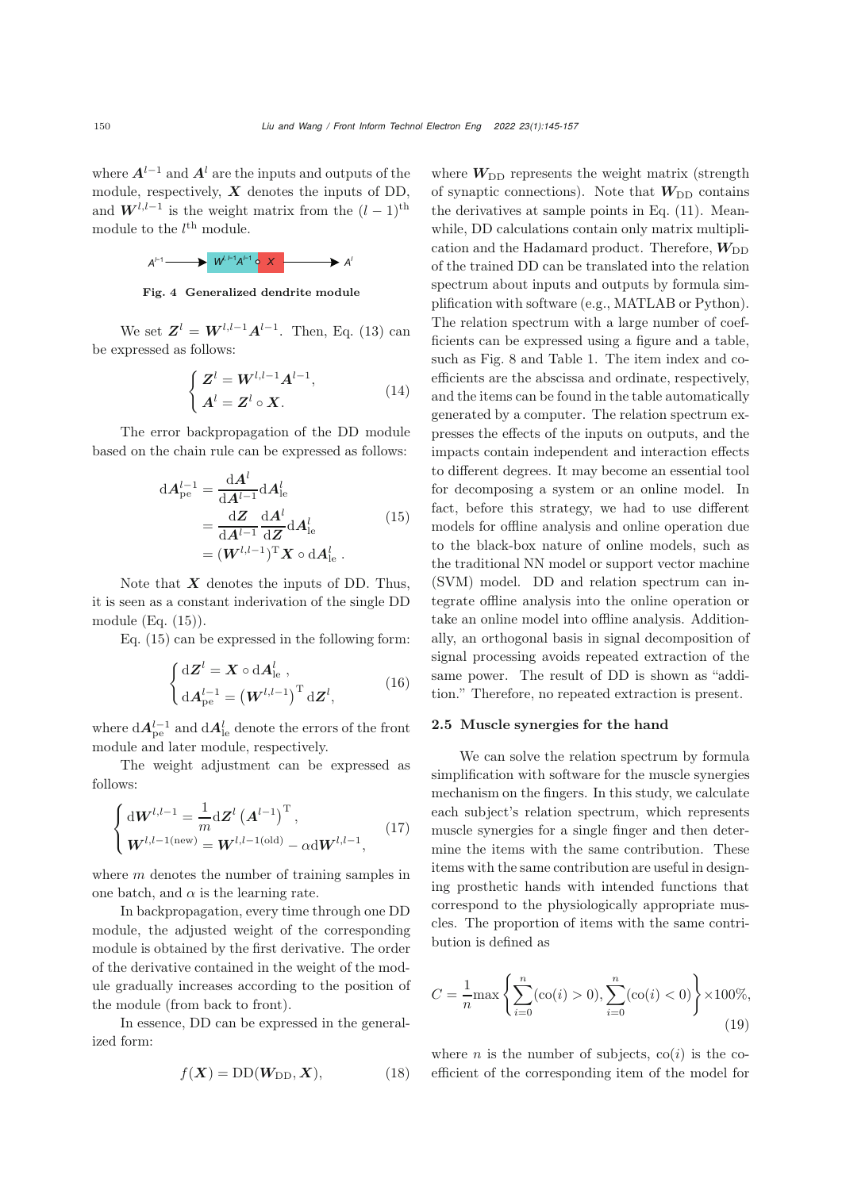where $\boldsymbol{A}^{l-1}$ and $\boldsymbol{A}^{l}$ are the inputs and outputs of the module, respectively, $\boldsymbol{X}$ denotes the inputs of DD, and $\boldsymbol{W}^{l,l-1}$ is the weight matrix from the $(l-1)^{\text{th}}$ module to the $l^{\text{th}}$ module.

$A^{l-1} \longrightarrow W^{l,l-1}A^{l-1} \circ X \longrightarrow A^{l}$

**Fig. 4 Generalized dendrite module**

We set $\boldsymbol{Z}^{l}=\boldsymbol{W}^{l,l-1}\boldsymbol{A}^{l-1}$. Then, Eq. (13) can be expressed as follows:

$$\begin{cases}\boldsymbol{Z}^{l}=\boldsymbol{W}^{l,l-1}\boldsymbol{A}^{l-1},\\ \boldsymbol{A}^{l}=\boldsymbol{Z}^{l}\circ\boldsymbol{X}.\end{cases}\tag{14}$$

The error backpropagation of the DD module based on the chain rule can be expressed as follows:

$$\begin{aligned}\mathrm{d}\boldsymbol{A}_{\text{pe}}^{l-1}&=\frac{\mathrm{d}\boldsymbol{A}^{l}}{\mathrm{d}\boldsymbol{A}^{l-1}}\mathrm{d}\boldsymbol{A}_{\text{le}}^{l}\\&=\frac{\mathrm{d}\boldsymbol{Z}}{\mathrm{d}\boldsymbol{A}^{l-1}}\frac{\mathrm{d}\boldsymbol{A}^{l}}{\mathrm{d}\boldsymbol{Z}}\mathrm{d}\boldsymbol{A}_{\text{le}}^{l}\\&=(\boldsymbol{W}^{l,l-1})^{\mathrm{T}}\boldsymbol{X}\circ\mathrm{d}\boldsymbol{A}_{\text{le}}^{l}\,.\end{aligned}\tag{15}$$

Note that $\boldsymbol{X}$ denotes the inputs of DD. Thus, it is seen as a constant inderivation of the single DD module (Eq. (15)).

Eq. (15) can be expressed in the following form:

$$\begin{cases}\mathrm{d}\boldsymbol{Z}^{l}=\boldsymbol{X}\circ\mathrm{d}\boldsymbol{A}_{\text{le}}^{l}\,,\\ \mathrm{d}\boldsymbol{A}_{\text{pe}}^{l-1}=\left(\boldsymbol{W}^{l,l-1}\right)^{\mathrm{T}}\mathrm{d}\boldsymbol{Z}^{l},\end{cases}\tag{16}$$

where $\mathrm{d}\boldsymbol{A}_{\text{pe}}^{l-1}$ and $\mathrm{d}\boldsymbol{A}_{\text{le}}^{l}$ denote the errors of the front module and later module, respectively.

The weight adjustment can be expressed as follows:

$$\begin{cases}\mathrm{d}\boldsymbol{W}^{l,l-1}=\dfrac{1}{m}\mathrm{d}\boldsymbol{Z}^{l}\left(\boldsymbol{A}^{l-1}\right)^{\mathrm{T}},\\ \boldsymbol{W}^{l,l-1(\text{new})}=\boldsymbol{W}^{l,l-1(\text{old})}-\alpha\mathrm{d}\boldsymbol{W}^{l,l-1},\end{cases}\tag{17}$$

where $m$ denotes the number of training samples in one batch, and $\alpha$ is the learning rate.

In backpropagation, every time through one DD module, the adjusted weight of the corresponding module is obtained by the first derivative. The order of the derivative contained in the weight of the module gradually increases according to the position of the module (from back to front).

In essence, DD can be expressed in the generalized form:

$$f(\boldsymbol{X})=\mathrm{DD}(\boldsymbol{W}_{\mathrm{DD}},\boldsymbol{X}),\tag{18}$$

where $\boldsymbol{W}_{\mathrm{DD}}$ represents the weight matrix (strength of synaptic connections). Note that $\boldsymbol{W}_{\mathrm{DD}}$ contains the derivatives at sample points in Eq. (11). Meanwhile, DD calculations contain only matrix multiplication and the Hadamard product. Therefore, $\boldsymbol{W}_{\mathrm{DD}}$ of the trained DD can be translated into the relation spectrum about inputs and outputs by formula simplification with software (e.g., MATLAB or Python). The relation spectrum with a large number of coefficients can be expressed using a figure and a table, such as Fig. 8 and Table 1. The item index and coefficients are the abscissa and ordinate, respectively, and the items can be found in the table automatically generated by a computer. The relation spectrum expresses the effects of the inputs on outputs, and the impacts contain independent and interaction effects to different degrees. It may become an essential tool for decomposing a system or an online model. In fact, before this strategy, we had to use different models for offline analysis and online operation due to the black-box nature of online models, such as the traditional NN model or support vector machine (SVM) model. DD and relation spectrum can integrate offline analysis into the online operation or take an online model into offline analysis. Additionally, an orthogonal basis in signal decomposition of signal processing avoids repeated extraction of the same power. The result of DD is shown as "addition." Therefore, no repeated extraction is present.

### 2.5 Muscle synergies for the hand

We can solve the relation spectrum by formula simplification with software for the muscle synergies mechanism on the fingers. In this study, we calculate each subject's relation spectrum, which represents muscle synergies for a single finger and then determine the items with the same contribution. These items with the same contribution are useful in designing prosthetic hands with intended functions that correspond to the physiologically appropriate muscles. The proportion of items with the same contribution is defined as

$$C=\frac{1}{n}\max\left\{\sum_{i=0}^{n}(\mathrm{co}(i)>0),\sum_{i=0}^{n}(\mathrm{co}(i)<0)\right\}\times100\%,\tag{19}$$

where $n$ is the number of subjects, $\mathrm{co}(i)$ is the coefficient of the corresponding item of the model for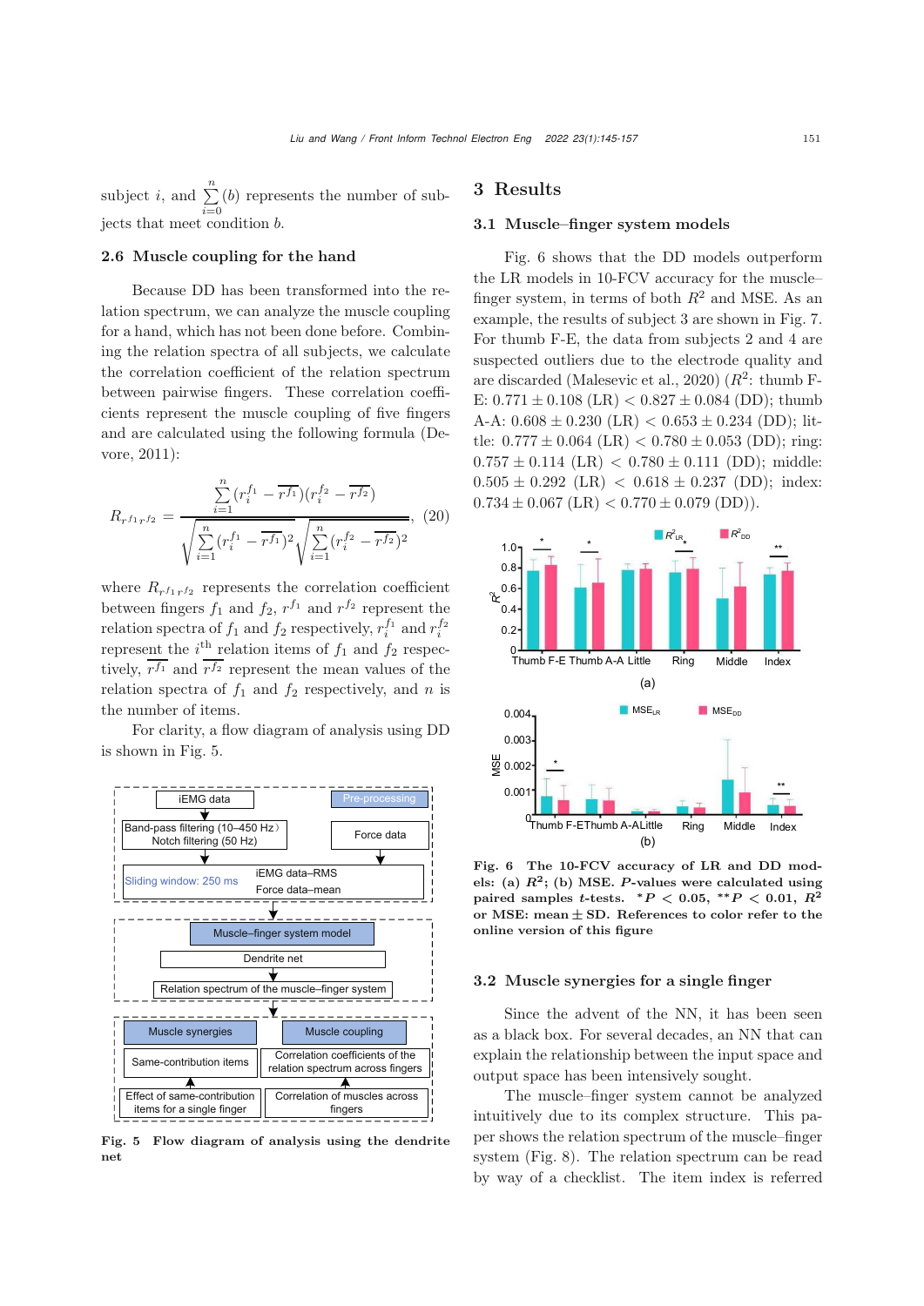subject $i$, and $\sum_{i=0}^{n}(b)$ represents the number of subjects that meet condition $b$.

### 2.6 Muscle coupling for the hand

Because DD has been transformed into the relation spectrum, we can analyze the muscle coupling for a hand, which has not been done before. Combining the relation spectra of all subjects, we calculate the correlation coefficient of the relation spectrum between pairwise fingers. These correlation coefficients represent the muscle coupling of five fingers and are calculated using the following formula (Devore, 2011):

$$R_{r^{f_1}r^{f_2}} = \frac{\sum_{i=1}^{n}(r_i^{f_1} - \overline{r^{f_1}})(r_i^{f_2} - \overline{r^{f_2}})}{\sqrt{\sum_{i=1}^{n}(r_i^{f_1} - \overline{r^{f_1}})^2}\sqrt{\sum_{i=1}^{n}(r_i^{f_2} - \overline{r^{f_2}})^2}}, \quad (20)$$

where $R_{r^{f_1}r^{f_2}}$ represents the correlation coefficient between fingers $f_1$ and $f_2$, $r^{f_1}$ and $r^{f_2}$ represent the relation spectra of $f_1$ and $f_2$ respectively, $r_i^{f_1}$ and $r_i^{f_2}$ represent the $i^{\text{th}}$ relation items of $f_1$ and $f_2$ respectively, $\overline{r^{f_1}}$ and $\overline{r^{f_2}}$ represent the mean values of the relation spectra of $f_1$ and $f_2$ respectively, and $n$ is the number of items.

For clarity, a flow diagram of analysis using DD is shown in Fig. 5.

**Fig. 5 Flow diagram of analysis using the dendrite net**

## 3 Results

### 3.1 Muscle–finger system models

Fig. 6 shows that the DD models outperform the LR models in 10-FCV accuracy for the muscle–finger system, in terms of both $R^2$ and MSE. As an example, the results of subject 3 are shown in Fig. 7. For thumb F-E, the data from subjects 2 and 4 are suspected outliers due to the electrode quality and are discarded (Malesevic et al., 2020) ($R^2$: thumb F-E: $0.771 \pm 0.108$ (LR) $<$ $0.827 \pm 0.084$ (DD); thumb A-A: $0.608 \pm 0.230$ (LR) $<$ $0.653 \pm 0.234$ (DD); little: $0.777 \pm 0.064$ (LR) $<$ $0.780 \pm 0.053$ (DD); ring: $0.757 \pm 0.114$ (LR) $<$ $0.780 \pm 0.111$ (DD); middle: $0.505 \pm 0.292$ (LR) $<$ $0.618 \pm 0.237$ (DD); index: $0.734 \pm 0.067$ (LR) $<$ $0.770 \pm 0.079$ (DD)).

**Fig. 6 The 10-FCV accuracy of LR and DD models: (a) $R^2$; (b) MSE. $P$-values were calculated using paired samples $t$-tests. $^*P < 0.05$, $^{**}P < 0.01$, $R^2$ or MSE: mean $\pm$ SD. References to color refer to the online version of this figure**

### 3.2 Muscle synergies for a single finger

Since the advent of the NN, it has been seen as a black box. For several decades, an NN that can explain the relationship between the input space and output space has been intensively sought.

The muscle–finger system cannot be analyzed intuitively due to its complex structure. This paper shows the relation spectrum of the muscle–finger system (Fig. 8). The relation spectrum can be read by way of a checklist. The item index is referred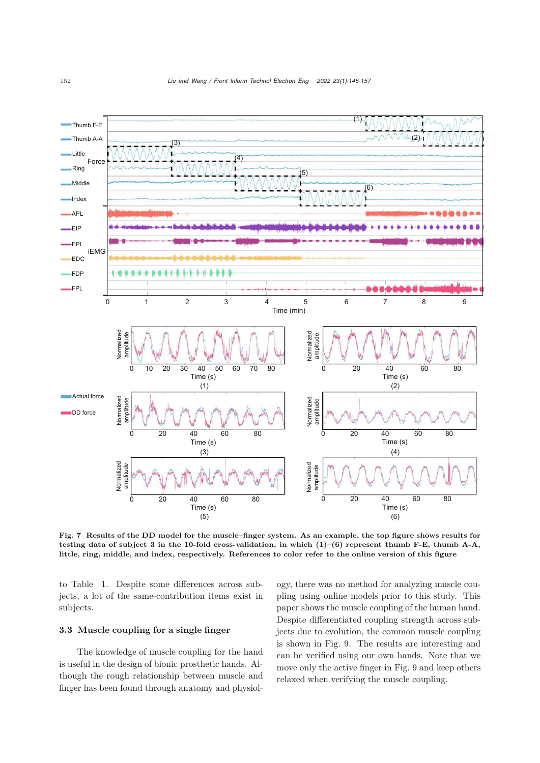**Fig. 7 Results of the DD model for the muscle–finger system. As an example, the top figure shows results for testing data of subject 3 in the 10-fold cross-validation, in which (1)–(6) represent thumb F-E, thumb A-A, little, ring, middle, and index, respectively. References to color refer to the online version of this figure**

to Table 1. Despite some differences across subjects, a lot of the same-contribution items exist in subjects.

### 3.3 Muscle coupling for a single finger

The knowledge of muscle coupling for the hand is useful in the design of bionic prosthetic hands. Although the rough relationship between muscle and finger has been found through anatomy and physiology, there was no method for analyzing muscle coupling using online models prior to this study. This paper shows the muscle coupling of the human hand. Despite differentiated coupling strength across subjects due to evolution, the common muscle coupling is shown in Fig. 9. The results are interesting and can be verified using our own hands. Note that we move only the active finger in Fig. 9 and keep others relaxed when verifying the muscle coupling.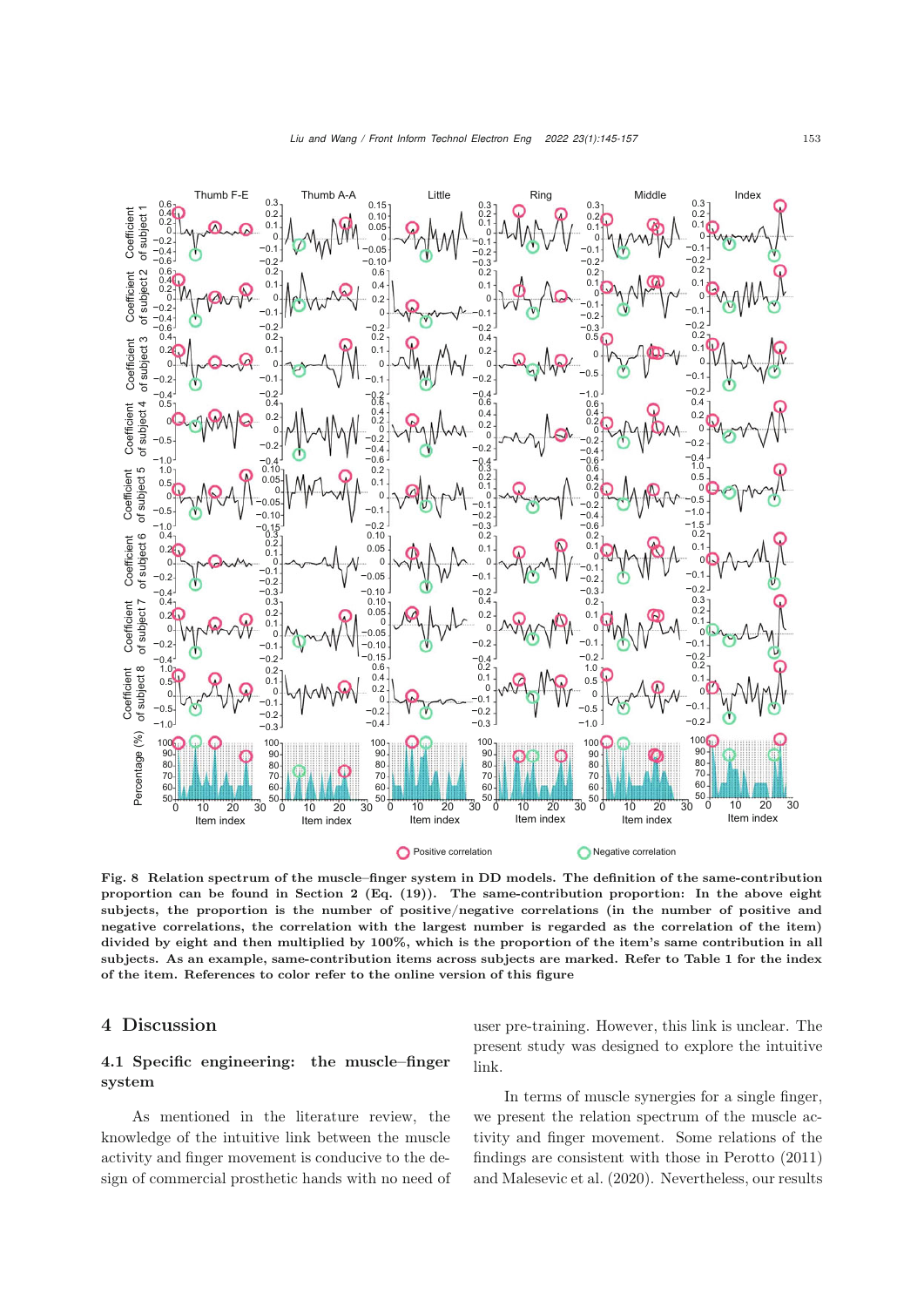**Fig. 8 Relation spectrum of the muscle–finger system in DD models. The definition of the same-contribution proportion can be found in Section 2 (Eq. (19)). The same-contribution proportion: In the above eight subjects, the proportion is the number of positive/negative correlations (in the number of positive and negative correlations, the correlation with the largest number is regarded as the correlation of the item) divided by eight and then multiplied by 100%, which is the proportion of the item's same contribution in all subjects. As an example, same-contribution items across subjects are marked. Refer to Table 1 for the index of the item. References to color refer to the online version of this figure**

## 4 Discussion

### 4.1 Specific engineering: the muscle–finger system

As mentioned in the literature review, the knowledge of the intuitive link between the muscle activity and finger movement is conducive to the design of commercial prosthetic hands with no need of user pre-training. However, this link is unclear. The present study was designed to explore the intuitive link.

In terms of muscle synergies for a single finger, we present the relation spectrum of the muscle activity and finger movement. Some relations of the findings are consistent with those in Perotto (2011) and Malesevic et al. (2020). Nevertheless, our results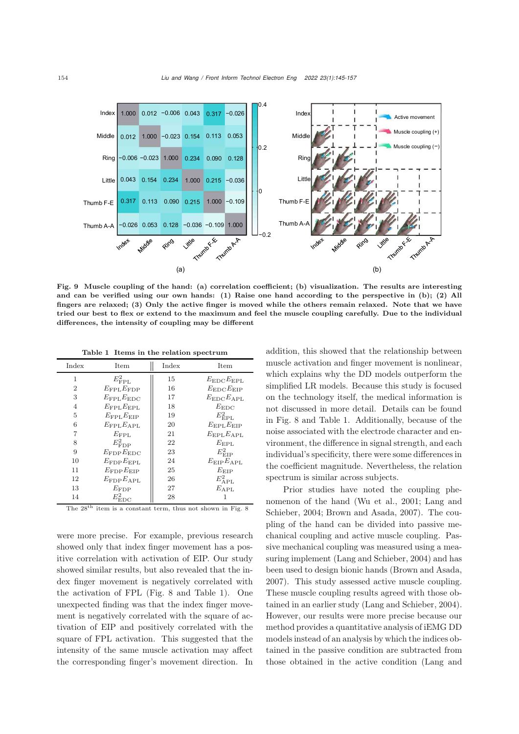Fig. 9 **Muscle coupling of the hand: (a) correlation coefficient; (b) visualization. The results are interesting and can be verified using our own hands: (1) Raise one hand according to the perspective in (b); (2) All fingers are relaxed; (3) Only the active finger is moved while the others remain relaxed. Note that we have tried our best to flex or extend to the maximum and feel the muscle coupling carefully. Due to the individual differences, the intensity of coupling may be different**

**Table 1 Items in the relation spectrum**

| Index | Item | Index | Item |
|---|---|---|---|
| 1 | $E_{\mathrm{FPL}}^2$ | 15 | $E_{\mathrm{EDC}}E_{\mathrm{EPL}}$ |
| 2 | $E_{\mathrm{FPL}}E_{\mathrm{FDP}}$ | 16 | $E_{\mathrm{EDC}}E_{\mathrm{EIP}}$ |
| 3 | $E_{\mathrm{FPL}}E_{\mathrm{EDC}}$ | 17 | $E_{\mathrm{EDC}}E_{\mathrm{APL}}$ |
| 4 | $E_{\mathrm{FPL}}E_{\mathrm{EPL}}$ | 18 | $E_{\mathrm{EDC}}$ |
| 5 | $E_{\mathrm{FPL}}E_{\mathrm{EIP}}$ | 19 | $E_{\mathrm{EPL}}^2$ |
| 6 | $E_{\mathrm{FPL}}E_{\mathrm{APL}}$ | 20 | $E_{\mathrm{EPL}}E_{\mathrm{EIP}}$ |
| 7 | $E_{\mathrm{FPL}}$ | 21 | $E_{\mathrm{EPL}}E_{\mathrm{APL}}$ |
| 8 | $E_{\mathrm{FDP}}^2$ | 22 | $E_{\mathrm{EPL}}$ |
| 9 | $E_{\mathrm{FDP}}E_{\mathrm{EDC}}$ | 23 | $E_{\mathrm{EIP}}^2$ |
| 10 | $E_{\mathrm{FDP}}E_{\mathrm{EPL}}$ | 24 | $E_{\mathrm{EIP}}E_{\mathrm{APL}}$ |
| 11 | $E_{\mathrm{FDP}}E_{\mathrm{EIP}}$ | 25 | $E_{\mathrm{EIP}}$ |
| 12 | $E_{\mathrm{FDP}}E_{\mathrm{APL}}$ | 26 | $E_{\mathrm{APL}}^2$ |
| 13 | $E_{\mathrm{FDP}}$ | 27 | $E_{\mathrm{APL}}$ |
| 14 | $E_{\mathrm{EDC}}^2$ | 28 | 1 |

The 28th item is a constant term, thus not shown in Fig. 8

were more precise. For example, previous research showed only that index finger movement has a positive correlation with activation of EIP. Our study showed similar results, but also revealed that the index finger movement is negatively correlated with the activation of FPL (Fig. 8 and Table 1). One unexpected finding was that the index finger movement is negatively correlated with the square of activation of EIP and positively correlated with the square of FPL activation. This suggested that the intensity of the same muscle activation may affect the corresponding finger's movement direction. In addition, this showed that the relationship between muscle activation and finger movement is nonlinear, which explains why the DD models outperform the simplified LR models. Because this study is focused on the technology itself, the medical information is not discussed in more detail. Details can be found in Fig. 8 and Table 1. Additionally, because of the noise associated with the electrode character and environment, the difference in signal strength, and each individual's specificity, there were some differences in the coefficient magnitude. Nevertheless, the relation spectrum is similar across subjects.

Prior studies have noted the coupling phenomenon of the hand (Wu et al., 2001; Lang and Schieber, 2004; Brown and Asada, 2007). The coupling of the hand can be divided into passive mechanical coupling and active muscle coupling. Passive mechanical coupling was measured using a measuring implement (Lang and Schieber, 2004) and has been used to design bionic hands (Brown and Asada, 2007). This study assessed active muscle coupling. These muscle coupling results agreed with those obtained in an earlier study (Lang and Schieber, 2004). However, our results were more precise because our method provides a quantitative analysis of iEMG DD models instead of an analysis by which the indices obtained in the passive condition are subtracted from those obtained in the active condition (Lang and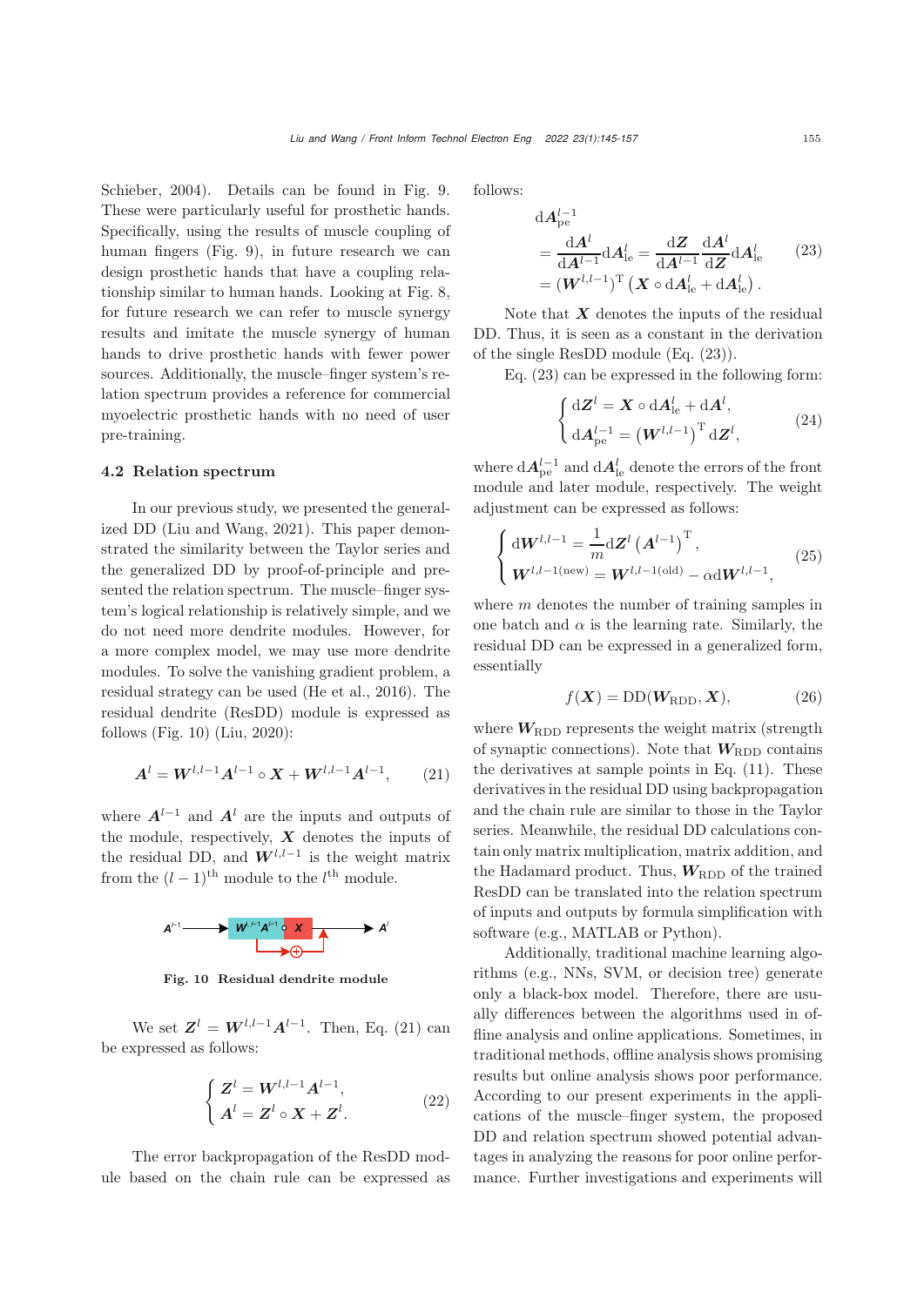Schieber, 2004). Details can be found in Fig. 9. These were particularly useful for prosthetic hands. Specifically, using the results of muscle coupling of human fingers (Fig. 9), in future research we can design prosthetic hands that have a coupling relationship similar to human hands. Looking at Fig. 8, for future research we can refer to muscle synergy results and imitate the muscle synergy of human hands to drive prosthetic hands with fewer power sources. Additionally, the muscle–finger system's relation spectrum provides a reference for commercial myoelectric prosthetic hands with no need of user pre-training.

### 4.2 Relation spectrum

In our previous study, we presented the generalized DD (Liu and Wang, 2021). This paper demonstrated the similarity between the Taylor series and the generalized DD by proof-of-principle and presented the relation spectrum. The muscle–finger system's logical relationship is relatively simple, and we do not need more dendrite modules. However, for a more complex model, we may use more dendrite modules. To solve the vanishing gradient problem, a residual strategy can be used (He et al., 2016). The residual dendrite (ResDD) module is expressed as follows (Fig. 10) (Liu, 2020):

$$\boldsymbol{A}^{l}=\boldsymbol{W}^{l,l-1}\boldsymbol{A}^{l-1}\circ\boldsymbol{X}+\boldsymbol{W}^{l,l-1}\boldsymbol{A}^{l-1}, \tag{21}$$

where $\boldsymbol{A}^{l-1}$ and $\boldsymbol{A}^{l}$ are the inputs and outputs of the module, respectively, $\boldsymbol{X}$ denotes the inputs of the residual DD, and $\boldsymbol{W}^{l,l-1}$ is the weight matrix from the $(l-1)^{\text{th}}$ module to the $l^{\text{th}}$ module.

Fig. 10 Residual dendrite module

We set $\boldsymbol{Z}^{l}=\boldsymbol{W}^{l,l-1}\boldsymbol{A}^{l-1}$. Then, Eq. (21) can be expressed as follows:

$$\begin{cases}\boldsymbol{Z}^{l}=\boldsymbol{W}^{l,l-1}\boldsymbol{A}^{l-1},\\ \boldsymbol{A}^{l}=\boldsymbol{Z}^{l}\circ\boldsymbol{X}+\boldsymbol{Z}^{l}.\end{cases} \tag{22}$$

The error backpropagation of the ResDD module based on the chain rule can be expressed as follows:

$$\begin{aligned}&\mathrm{d}\boldsymbol{A}_{\mathrm{pe}}^{l-1}\\ &=\frac{\mathrm{d}\boldsymbol{A}^{l}}{\mathrm{d}\boldsymbol{A}^{l-1}}\mathrm{d}\boldsymbol{A}_{\mathrm{le}}^{l}=\frac{\mathrm{d}\boldsymbol{Z}}{\mathrm{d}\boldsymbol{A}^{l-1}}\frac{\mathrm{d}\boldsymbol{A}^{l}}{\mathrm{d}\boldsymbol{Z}}\mathrm{d}\boldsymbol{A}_{\mathrm{le}}^{l}\\ &=(\boldsymbol{W}^{l,l-1})^{\mathrm{T}}\left(\boldsymbol{X}\circ\mathrm{d}\boldsymbol{A}_{\mathrm{le}}^{l}+\mathrm{d}\boldsymbol{A}_{\mathrm{le}}^{l}\right).\end{aligned} \tag{23}$$

Note that $\boldsymbol{X}$ denotes the inputs of the residual DD. Thus, it is seen as a constant in the derivation of the single ResDD module (Eq. (23)).

Eq. (23) can be expressed in the following form:

$$\begin{cases}\mathrm{d}\boldsymbol{Z}^{l}=\boldsymbol{X}\circ\mathrm{d}\boldsymbol{A}_{\mathrm{le}}^{l}+\mathrm{d}\boldsymbol{A}^{l},\\ \mathrm{d}\boldsymbol{A}_{\mathrm{pe}}^{l-1}=\left(\boldsymbol{W}^{l,l-1}\right)^{\mathrm{T}}\mathrm{d}\boldsymbol{Z}^{l},\end{cases} \tag{24}$$

where $\mathrm{d}\boldsymbol{A}_{\mathrm{pe}}^{l-1}$ and $\mathrm{d}\boldsymbol{A}_{\mathrm{le}}^{l}$ denote the errors of the front module and later module, respectively. The weight adjustment can be expressed as follows:

$$\begin{cases}\mathrm{d}\boldsymbol{W}^{l,l-1}=\dfrac{1}{m}\mathrm{d}\boldsymbol{Z}^{l}\left(\boldsymbol{A}^{l-1}\right)^{\mathrm{T}},\\ \boldsymbol{W}^{l,l-1(\mathrm{new})}=\boldsymbol{W}^{l,l-1(\mathrm{old})}-\alpha\mathrm{d}\boldsymbol{W}^{l,l-1},\end{cases} \tag{25}$$

where $m$ denotes the number of training samples in one batch and $\alpha$ is the learning rate. Similarly, the residual DD can be expressed in a generalized form, essentially

$$f(\boldsymbol{X})=\mathrm{DD}(\boldsymbol{W}_{\mathrm{RDD}},\boldsymbol{X}), \tag{26}$$

where $\boldsymbol{W}_{\mathrm{RDD}}$ represents the weight matrix (strength of synaptic connections). Note that $\boldsymbol{W}_{\mathrm{RDD}}$ contains the derivatives at sample points in Eq. (11). These derivatives in the residual DD using backpropagation and the chain rule are similar to those in the Taylor series. Meanwhile, the residual DD calculations contain only matrix multiplication, matrix addition, and the Hadamard product. Thus, $\boldsymbol{W}_{\mathrm{RDD}}$ of the trained ResDD can be translated into the relation spectrum of inputs and outputs by formula simplification with software (e.g., MATLAB or Python).

Additionally, traditional machine learning algorithms (e.g., NNs, SVM, or decision tree) generate only a black-box model. Therefore, there are usually differences between the algorithms used in offline analysis and online applications. Sometimes, in traditional methods, offline analysis shows promising results but online analysis shows poor performance. According to our present experiments in the applications of the muscle–finger system, the proposed DD and relation spectrum showed potential advantages in analyzing the reasons for poor online performance. Further investigations and experiments will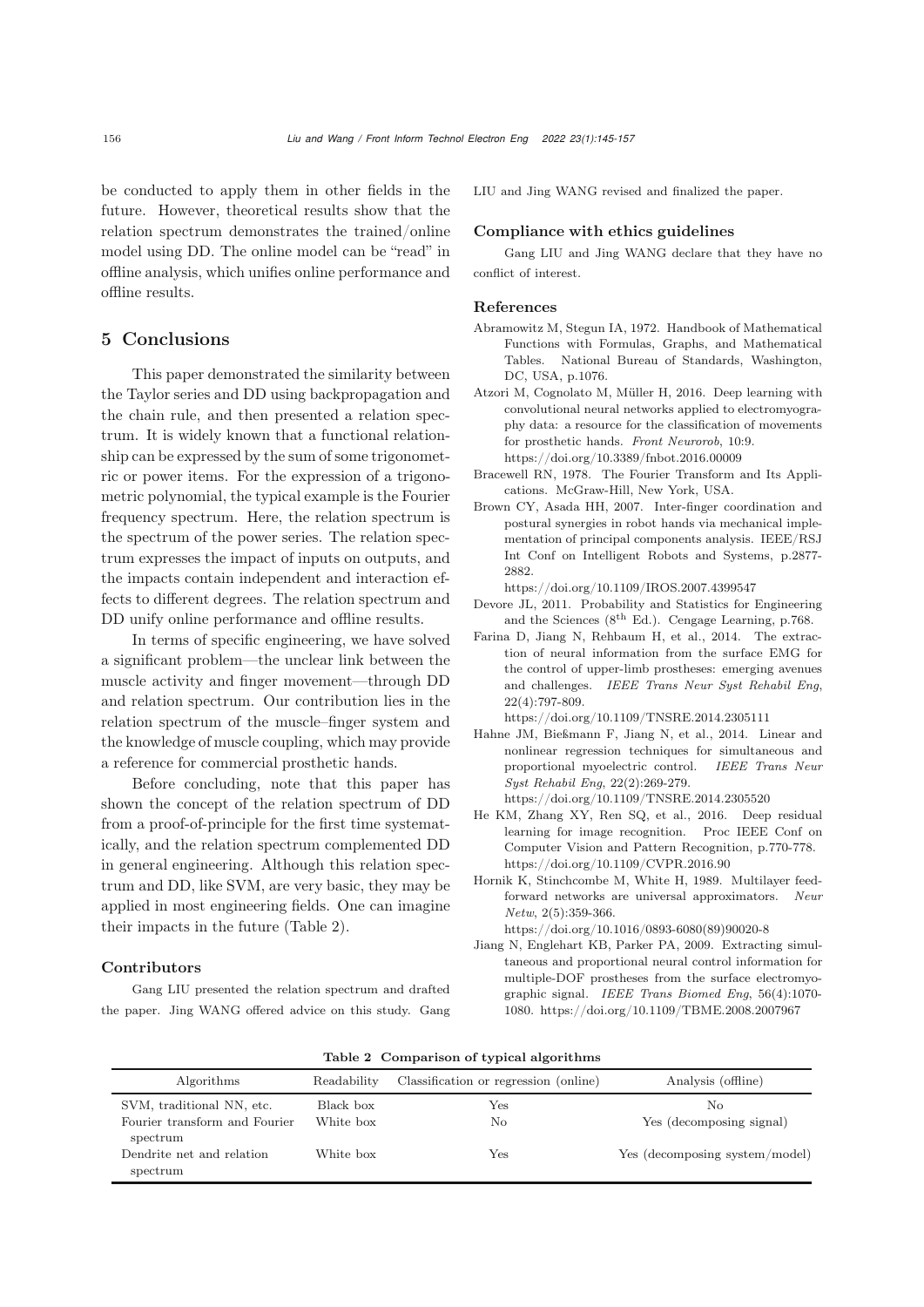be conducted to apply them in other fields in the future. However, theoretical results show that the relation spectrum demonstrates the trained/online model using DD. The online model can be "read" in offline analysis, which unifies online performance and offline results.

## 5 Conclusions

This paper demonstrated the similarity between the Taylor series and DD using backpropagation and the chain rule, and then presented a relation spectrum. It is widely known that a functional relationship can be expressed by the sum of some trigonometric or power items. For the expression of a trigonometric polynomial, the typical example is the Fourier frequency spectrum. Here, the relation spectrum is the spectrum of the power series. The relation spectrum expresses the impact of inputs on outputs, and the impacts contain independent and interaction effects to different degrees. The relation spectrum and DD unify online performance and offline results.

In terms of specific engineering, we have solved a significant problem—the unclear link between the muscle activity and finger movement—through DD and relation spectrum. Our contribution lies in the relation spectrum of the muscle–finger system and the knowledge of muscle coupling, which may provide a reference for commercial prosthetic hands.

Before concluding, note that this paper has shown the concept of the relation spectrum of DD from a proof-of-principle for the first time systematically, and the relation spectrum complemented DD in general engineering. Although this relation spectrum and DD, like SVM, are very basic, they may be applied in most engineering fields. One can imagine their impacts in the future (Table 2).

### Contributors

Gang LIU presented the relation spectrum and drafted the paper. Jing WANG offered advice on this study. Gang LIU and Jing WANG revised and finalized the paper.

### Compliance with ethics guidelines

Gang LIU and Jing WANG declare that they have no conflict of interest.

### References

Abramowitz M, Stegun IA, 1972. Handbook of Mathematical Functions with Formulas, Graphs, and Mathematical Tables. National Bureau of Standards, Washington, DC, USA, p.1076.

Atzori M, Cognolato M, Müller H, 2016. Deep learning with convolutional neural networks applied to electromyography data: a resource for the classification of movements for prosthetic hands. *Front Neurorob*, 10:9. https://doi.org/10.3389/fnbot.2016.00009

Bracewell RN, 1978. The Fourier Transform and Its Applications. McGraw-Hill, New York, USA.

Brown CY, Asada HH, 2007. Inter-finger coordination and postural synergies in robot hands via mechanical implementation of principal components analysis. IEEE/RSJ Int Conf on Intelligent Robots and Systems, p.2877-2882. https://doi.org/10.1109/IROS.2007.4399547

Devore JL, 2011. Probability and Statistics for Engineering and the Sciences (8th Ed.). Cengage Learning, p.768.

Farina D, Jiang N, Rehbaum H, et al., 2014. The extraction of neural information from the surface EMG for the control of upper-limb prostheses: emerging avenues and challenges. *IEEE Trans Neur Syst Rehabil Eng*, 22(4):797-809. https://doi.org/10.1109/TNSRE.2014.2305111

Hahne JM, Bießmann F, Jiang N, et al., 2014. Linear and nonlinear regression techniques for simultaneous and proportional myoelectric control. *IEEE Trans Neur Syst Rehabil Eng*, 22(2):269-279. https://doi.org/10.1109/TNSRE.2014.2305520

He KM, Zhang XY, Ren SQ, et al., 2016. Deep residual learning for image recognition. Proc IEEE Conf on Computer Vision and Pattern Recognition, p.770-778. https://doi.org/10.1109/CVPR.2016.90

Hornik K, Stinchcombe M, White H, 1989. Multilayer feedforward networks are universal approximators. *Neur Netw*, 2(5):359-366. https://doi.org/10.1016/0893-6080(89)90020-8

Jiang N, Englehart KB, Parker PA, 2009. Extracting simultaneous and proportional neural control information for multiple-DOF prostheses from the surface electromyographic signal. *IEEE Trans Biomed Eng*, 56(4):1070-1080. https://doi.org/10.1109/TBME.2008.2007967

**Table 2 Comparison of typical algorithms**

| Algorithms | Readability | Classification or regression (online) | Analysis (offline) |
|---|---|---|---|
| SVM, traditional NN, etc. | Black box | Yes | No |
| Fourier transform and Fourier spectrum | White box | No | Yes (decomposing signal) |
| Dendrite net and relation spectrum | White box | Yes | Yes (decomposing system/model) |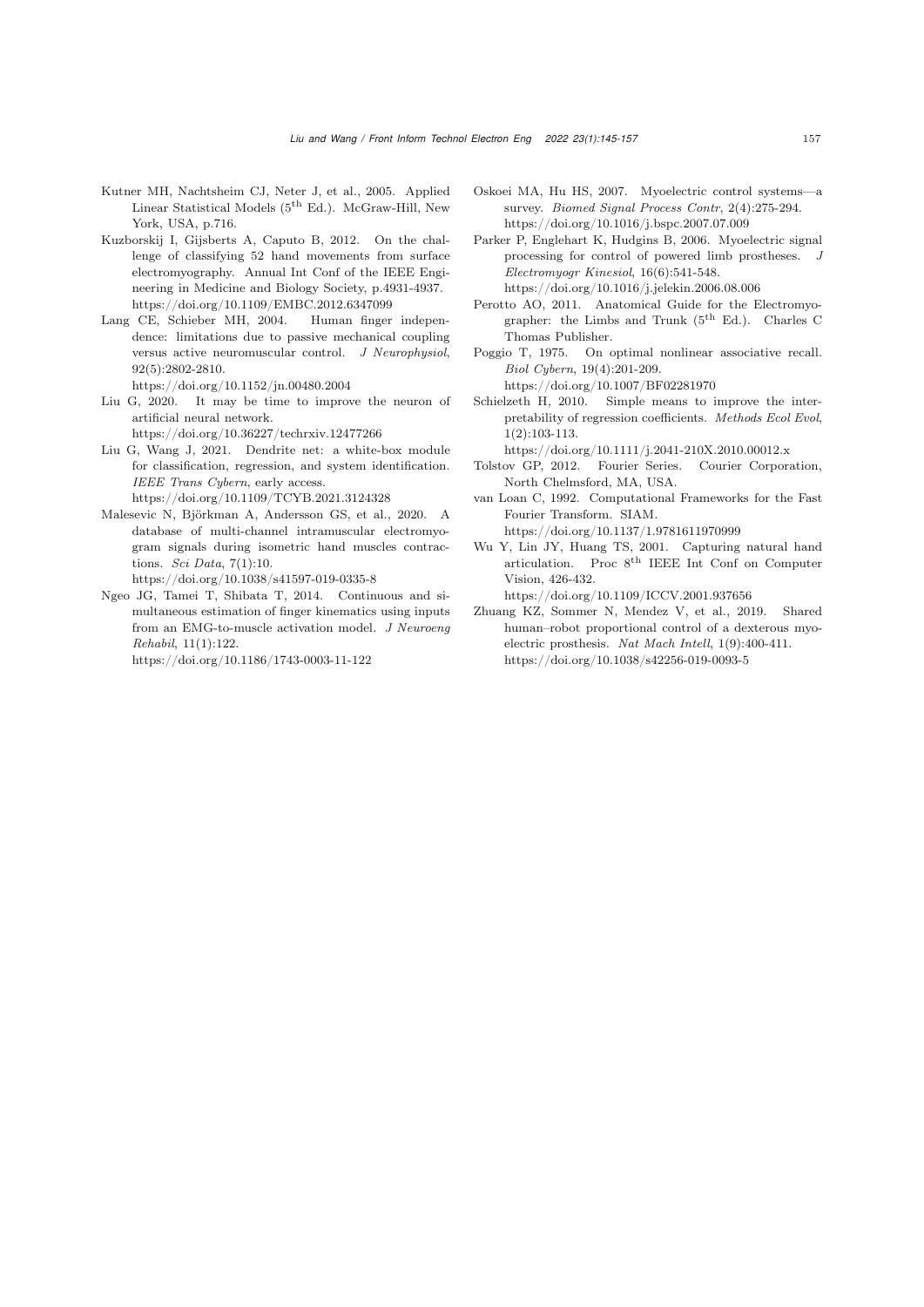Kutner MH, Nachtsheim CJ, Neter J, et al., 2005. Applied Linear Statistical Models ($5^{th}$ Ed.). McGraw-Hill, New York, USA, p.716.

Kuzborskij I, Gijsberts A, Caputo B, 2012. On the challenge of classifying 52 hand movements from surface electromyography. Annual Int Conf of the IEEE Engineering in Medicine and Biology Society, p.4931-4937. https://doi.org/10.1109/EMBC.2012.6347099

Lang CE, Schieber MH, 2004. Human finger independence: limitations due to passive mechanical coupling versus active neuromuscular control. *J Neurophysiol*, 92(5):2802-2810. https://doi.org/10.1152/jn.00480.2004

Liu G, 2020. It may be time to improve the neuron of artificial neural network. https://doi.org/10.36227/techrxiv.12477266

Liu G, Wang J, 2021. Dendrite net: a white-box module for classification, regression, and system identification. *IEEE Trans Cybern*, early access. https://doi.org/10.1109/TCYB.2021.3124328

Malesevic N, Björkman A, Andersson GS, et al., 2020. A database of multi-channel intramuscular electromyogram signals during isometric hand muscles contractions. *Sci Data*, 7(1):10. https://doi.org/10.1038/s41597-019-0335-8

Ngeo JG, Tamei T, Shibata T, 2014. Continuous and simultaneous estimation of finger kinematics using inputs from an EMG-to-muscle activation model. *J Neuroeng Rehabil*, 11(1):122. https://doi.org/10.1186/1743-0003-11-122

Oskoei MA, Hu HS, 2007. Myoelectric control systems—a survey. *Biomed Signal Process Contr*, 2(4):275-294. https://doi.org/10.1016/j.bspc.2007.07.009

Parker P, Englehart K, Hudgins B, 2006. Myoelectric signal processing for control of powered limb prostheses. *J Electromyogr Kinesiol*, 16(6):541-548. https://doi.org/10.1016/j.jelekin.2006.08.006

Perotto AO, 2011. Anatomical Guide for the Electromyographer: the Limbs and Trunk ($5^{th}$ Ed.). Charles C Thomas Publisher.

Poggio T, 1975. On optimal nonlinear associative recall. *Biol Cybern*, 19(4):201-209. https://doi.org/10.1007/BF02281970

Schielzeth H, 2010. Simple means to improve the interpretability of regression coefficients. *Methods Ecol Evol*, 1(2):103-113. https://doi.org/10.1111/j.2041-210X.2010.00012.x

Tolstov GP, 2012. Fourier Series. Courier Corporation, North Chelmsford, MA, USA.

van Loan C, 1992. Computational Frameworks for the Fast Fourier Transform. SIAM. https://doi.org/10.1137/1.9781611970999

Wu Y, Lin JY, Huang TS, 2001. Capturing natural hand articulation. Proc $8^{th}$ IEEE Int Conf on Computer Vision, 426-432. https://doi.org/10.1109/ICCV.2001.937656

Zhuang KZ, Sommer N, Mendez V, et al., 2019. Shared human–robot proportional control of a dexterous myoelectric prosthesis. *Nat Mach Intell*, 1(9):400-411. https://doi.org/10.1038/s42256-019-0093-5